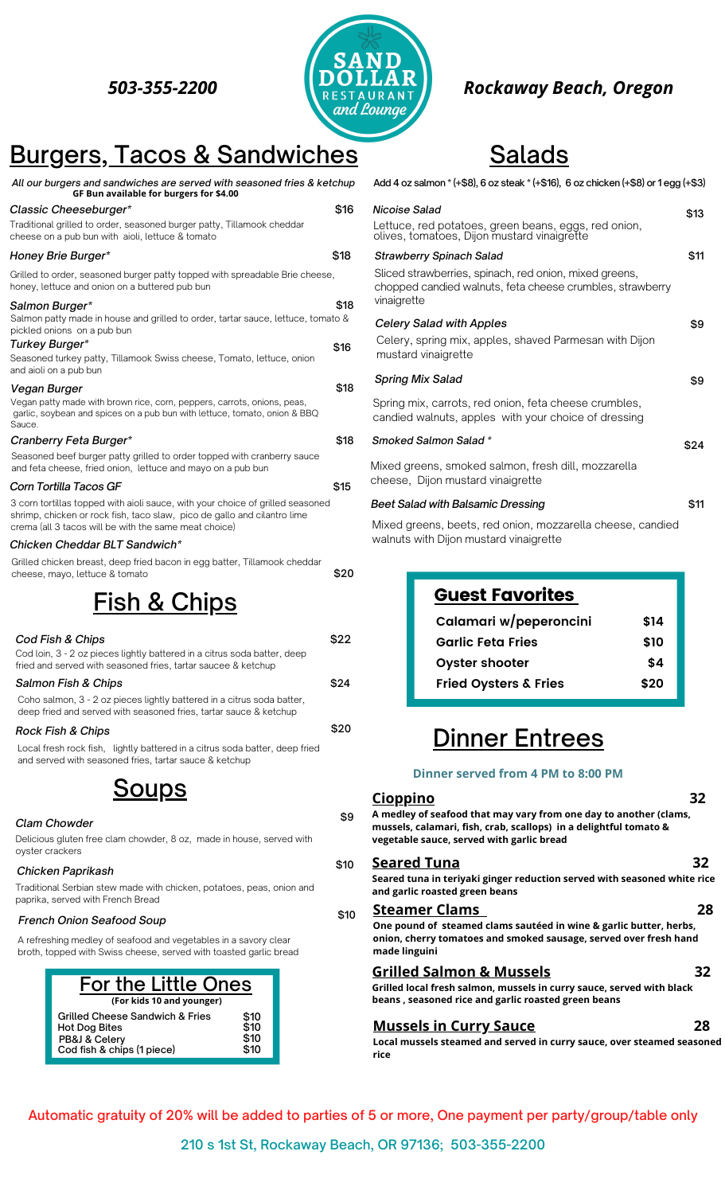503-355-2200

# SAND DOLLAR RESTAURANT and Lounge

Rockaway Beach, Oregon

## Burgers, Tacos & Sandwiches

*All our burgers and sandwiches are served with seasoned fries & ketchup*
**GF Bun available for burgers for $4.00**

*Classic Cheeseburger** — $16
Traditional grilled to order, seasoned burger patty, Tillamook cheddar cheese on a pub bun with aioli, lettuce & tomato

*Honey Brie Burger** — $18
Grilled to order, seasoned burger patty topped with spreadable Brie cheese, honey, lettuce and onion on a buttered pub bun

*Salmon Burger** — $18
Salmon patty made in house and grilled to order, tartar sauce, lettuce, tomato & pickled onions on a pub bun

*Turkey Burger** — $16
Seasoned turkey patty, Tillamook Swiss cheese, Tomato, lettuce, onion and aioli on a pub bun

*Vegan Burger* — $18
Vegan patty made with brown rice, corn, peppers, carrots, onions, peas, garlic, soybean and spices on a pub bun with lettuce, tomato, onion & BBQ Sauce.

*Cranberry Feta Burger** — $18
Seasoned beef burger patty grilled to order topped with cranberry sauce and feta cheese, fried onion, lettuce and mayo on a pub bun

*Corn Tortilla Tacos GF* — $15
3 corn tortillas topped with aioli sauce, with your choice of grilled seasoned shrimp, chicken or rock fish, taco slaw, pico de gallo and cilantro lime crema (all 3 tacos will be with the same meat choice)

*Chicken Cheddar BLT Sandwich** — $20
Grilled chicken breast, deep fried bacon in egg batter, Tillamook cheddar cheese, mayo, lettuce & tomato

## Fish & Chips

*Cod Fish & Chips* — $22
Cod loin, 3 - 2 oz pieces lightly battered in a citrus soda batter, deep fried and served with seasoned fries, tartar saucee & ketchup

*Salmon Fish & Chips* — $24
Coho salmon, 3 - 2 oz pieces lightly battered in a citrus soda batter, deep fried and served with seasoned fries, tartar sauce & ketchup

*Rock Fish & Chips* — $20
Local fresh rock fish, lightly battered in a citrus soda batter, deep fried and served with seasoned fries, tartar sauce & ketchup

## Soups

*Clam Chowder* — $9
Delicious gluten free clam chowder, 8 oz, made in house, served with oyster crackers

*Chicken Paprikash* — $10
Traditional Serbian stew made with chicken, potatoes, peas, onion and paprika, served with French Bread

*French Onion Seafood Soup* — $10
A refreshing medley of seafood and vegetables in a savory clear broth, topped with Swiss cheese, served with toasted garlic bread

## For the Little Ones

**(For kids 10 and younger)**

| Item | Price |
|---|---|
| Grilled Cheese Sandwich & Fries | $10 |
| Hot Dog Bites | $10 |
| PB&J & Celery | $10 |
| Cod fish & chips (1 piece) | $10 |

## Salads

Add 4 oz salmon * (+$8), 6 oz steak * (+$16), 6 oz chicken (+$8) or 1 egg (+$3)

*Nicoise Salad* — $13
Lettuce, red potatoes, green beans, eggs, red onion, olives, tomatoes, Dijon mustard vinaigrette

*Strawberry Spinach Salad* — $11
Sliced strawberries, spinach, red onion, mixed greens, chopped candied walnuts, feta cheese crumbles, strawberry vinaigrette

*Celery Salad with Apples* — $9
Celery, spring mix, apples, shaved Parmesan with Dijon mustard vinaigrette

*Spring Mix Salad* — $9
Spring mix, carrots, red onion, feta cheese crumbles, candied walnuts, apples with your choice of dressing

*Smoked Salmon Salad ** — $24
Mixed greens, smoked salmon, fresh dill, mozzarella cheese, Dijon mustard vinaigrette

*Beet Salad with Balsamic Dressing* — $11
Mixed greens, beets, red onion, mozzarella cheese, candied walnuts with Dijon mustard vinaigrette

## Guest Favorites

| Item | Price |
|---|---|
| Calamari w/peperoncini | $14 |
| Garlic Feta Fries | $10 |
| Oyster shooter | $4 |
| Fried Oysters & Fries | $20 |

## Dinner Entrees

**Dinner served from 4 PM to 8:00 PM**

**Cioppino** — 32
**A medley of seafood that may vary from one day to another (clams, mussels, calamari, fish, crab, scallops) in a delightful tomato & vegetable sauce, served with garlic bread**

**Seared Tuna** — 32
**Seared tuna in teriyaki ginger reduction served with seasoned white rice and garlic roasted green beans**

**Steamer Clams** — 28
**One pound of steamed clams sautéed in wine & garlic butter, herbs, onion, cherry tomatoes and smoked sausage, served over fresh hand made linguini**

**Grilled Salmon & Mussels** — 32
**Grilled local fresh salmon, mussels in curry sauce, served with black beans , seasoned rice and garlic roasted green beans**

**Mussels in Curry Sauce** — 28
**Local mussels steamed and served in curry sauce, over steamed seasoned rice**

Automatic gratuity of 20% will be added to parties of 5 or more, One payment per party/group/table only

210 s 1st St, Rockaway Beach, OR 97136; 503-355-2200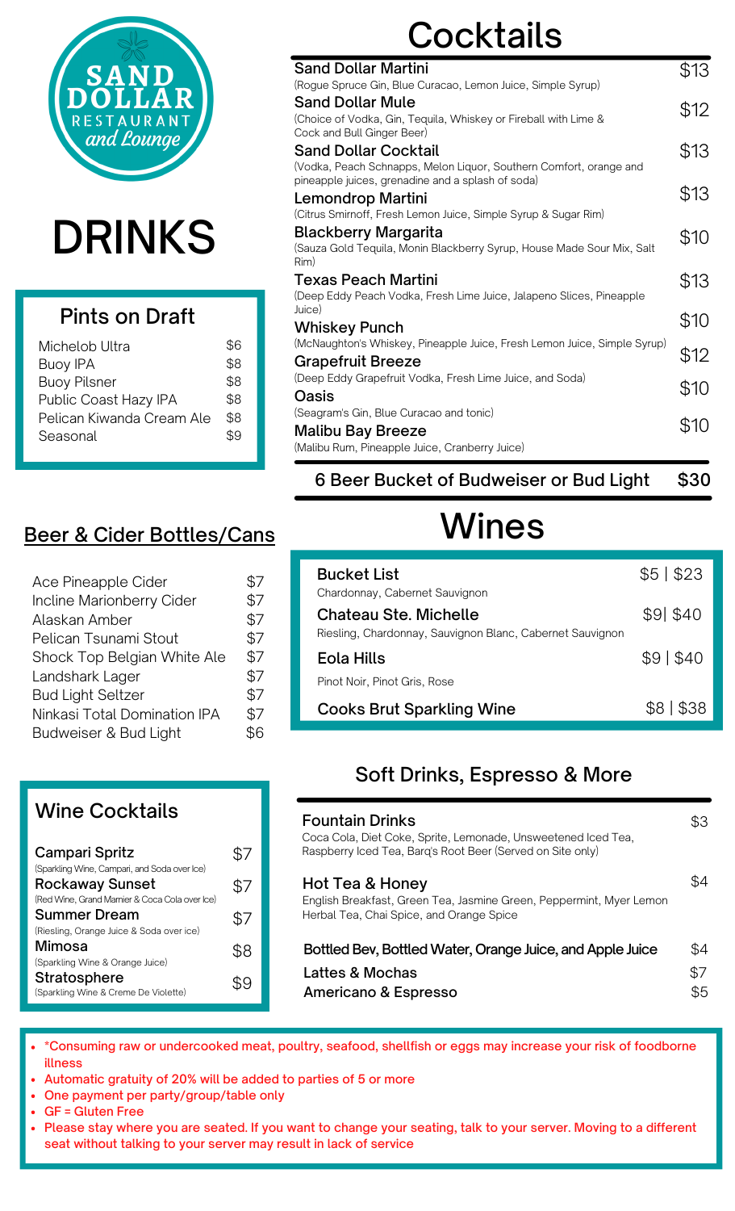SAND DOLLAR RESTAURANT and Lounge

# DRINKS

## Pints on Draft

| | |
|---|---|
| Michelob Ultra | $6 |
| Buoy IPA | $8 |
| Buoy Pilsner | $8 |
| Public Coast Hazy IPA | $8 |
| Pelican Kiwanda Cream Ale | $8 |
| Seasonal | $9 |

## Beer & Cider Bottles/Cans

| | |
|---|---|
| Ace Pineapple Cider | $7 |
| Incline Marionberry Cider | $7 |
| Alaskan Amber | $7 |
| Pelican Tsunami Stout | $7 |
| Shock Top Belgian White Ale | $7 |
| Landshark Lager | $7 |
| Bud Light Seltzer | $7 |
| Ninkasi Total Domination IPA | $7 |
| Budweiser & Bud Light | $6 |

## Wine Cocktails

**Campari Spritz** — $7
(Sparkling Wine, Campari, and Soda over Ice)

**Rockaway Sunset** — $7
(Red Wine, Grand Marnier & Coca Cola over Ice)

**Summer Dream** — $7
(Riesling, Orange Juice & Soda over ice)

**Mimosa** — $8
(Sparkling Wine & Orange Juice)

**Stratosphere** — $9
(Sparkling Wine & Creme De Violette)

# Cocktails

**Sand Dollar Martini** — $13
(Rogue Spruce Gin, Blue Curacao, Lemon Juice, Simple Syrup)

**Sand Dollar Mule** — $12
(Choice of Vodka, Gin, Tequila, Whiskey or Fireball with Lime & Cock and Bull Ginger Beer)

**Sand Dollar Cocktail** — $13
(Vodka, Peach Schnapps, Melon Liquor, Southern Comfort, orange and pineapple juices, grenadine and a splash of soda)

**Lemondrop Martini** — $13
(Citrus Smirnoff, Fresh Lemon Juice, Simple Syrup & Sugar Rim)

**Blackberry Margarita** — $10
(Sauza Gold Tequila, Monin Blackberry Syrup, House Made Sour Mix, Salt Rim)

**Texas Peach Martini** — $13
(Deep Eddy Peach Vodka, Fresh Lime Juice, Jalapeno Slices, Pineapple Juice)

**Whiskey Punch** — $10
(McNaughton's Whiskey, Pineapple Juice, Fresh Lemon Juice, Simple Syrup)

**Grapefruit Breeze** — $12
(Deep Eddy Grapefruit Vodka, Fresh Lime Juice, and Soda)

**Oasis** — $10
(Seagram's Gin, Blue Curacao and tonic)

**Malibu Bay Breeze** — $10
(Malibu Rum, Pineapple Juice, Cranberry Juice)

**6 Beer Bucket of Budweiser or Bud Light** — **$30**

# Wines

**Bucket List** — $5 | $23
Chardonnay, Cabernet Sauvignon

**Chateau Ste. Michelle** — $9| $40
Riesling, Chardonnay, Sauvignon Blanc, Cabernet Sauvignon

**Eola Hills** — $9 | $40
Pinot Noir, Pinot Gris, Rose

**Cooks Brut Sparkling Wine** — $8 | $38

## Soft Drinks, Espresso & More

**Fountain Drinks** — $3
Coca Cola, Diet Coke, Sprite, Lemonade, Unsweetened Iced Tea, Raspberry Iced Tea, Barq's Root Beer (Served on Site only)

**Hot Tea & Honey** — $4
English Breakfast, Green Tea, Jasmine Green, Peppermint, Myer Lemon Herbal Tea, Chai Spice, and Orange Spice

**Bottled Bev, Bottled Water, Orange Juice, and Apple Juice** — $4

**Lattes & Mochas** — $7

**Americano & Espresso** — $5

- *Consuming raw or undercooked meat, poultry, seafood, shellfish or eggs may increase your risk of foodborne illness
- Automatic gratuity of 20% will be added to parties of 5 or more
- One payment per party/group/table only
- GF = Gluten Free
- Please stay where you are seated. If you want to change your seating, talk to your server. Moving to a different seat without talking to your server may result in lack of service